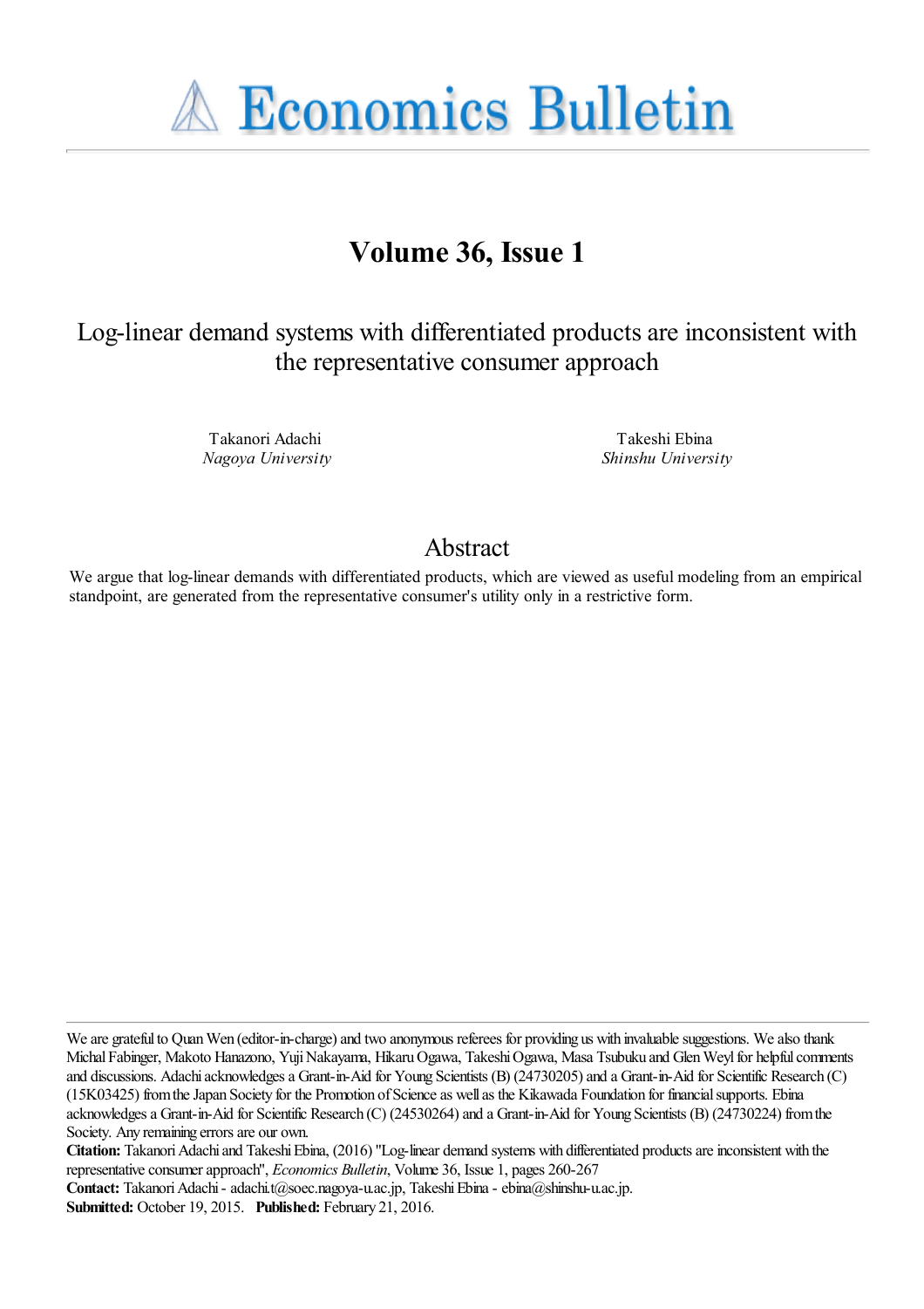# Economics Bulletin

## Volume 36, Issue 1

### Log-linear demand systems with differentiated products are inconsistent with the representative consumer approach

Takanori Adachi
*Nagoya University*

Takeshi Ebina
*Shinshu University*

## Abstract

We argue that log-linear demands with differentiated products, which are viewed as useful modeling from an empirical standpoint, are generated from the representative consumer's utility only in a restrictive form.

---

We are grateful to Quan Wen (editor-in-charge) and two anonymous referees for providing us with invaluable suggestions. We also thank Michal Fabinger, Makoto Hanazono, Yuji Nakayama, Hikaru Ogawa, Takeshi Ogawa, Masa Tsubuku and Glen Weyl for helpful comments and discussions. Adachi acknowledges a Grant-in-Aid for Young Scientists (B) (24730205) and a Grant-in-Aid for Scientific Research (C) (15K03425) from the Japan Society for the Promotion of Science as well as the Kikawada Foundation for financial supports. Ebina acknowledges a Grant-in-Aid for Scientific Research (C) (24530264) and a Grant-in-Aid for Young Scientists (B) (24730224) from the Society. Any remaining errors are our own.

**Citation:** Takanori Adachi and Takeshi Ebina, (2016) "Log-linear demand systems with differentiated products are inconsistent with the representative consumer approach", *Economics Bulletin*, Volume 36, Issue 1, pages 260-267

**Contact:** Takanori Adachi - adachi.t@soec.nagoya-u.ac.jp, Takeshi Ebina - ebina@shinshu-u.ac.jp.

**Submitted:** October 19, 2015. **Published:** February 21, 2016.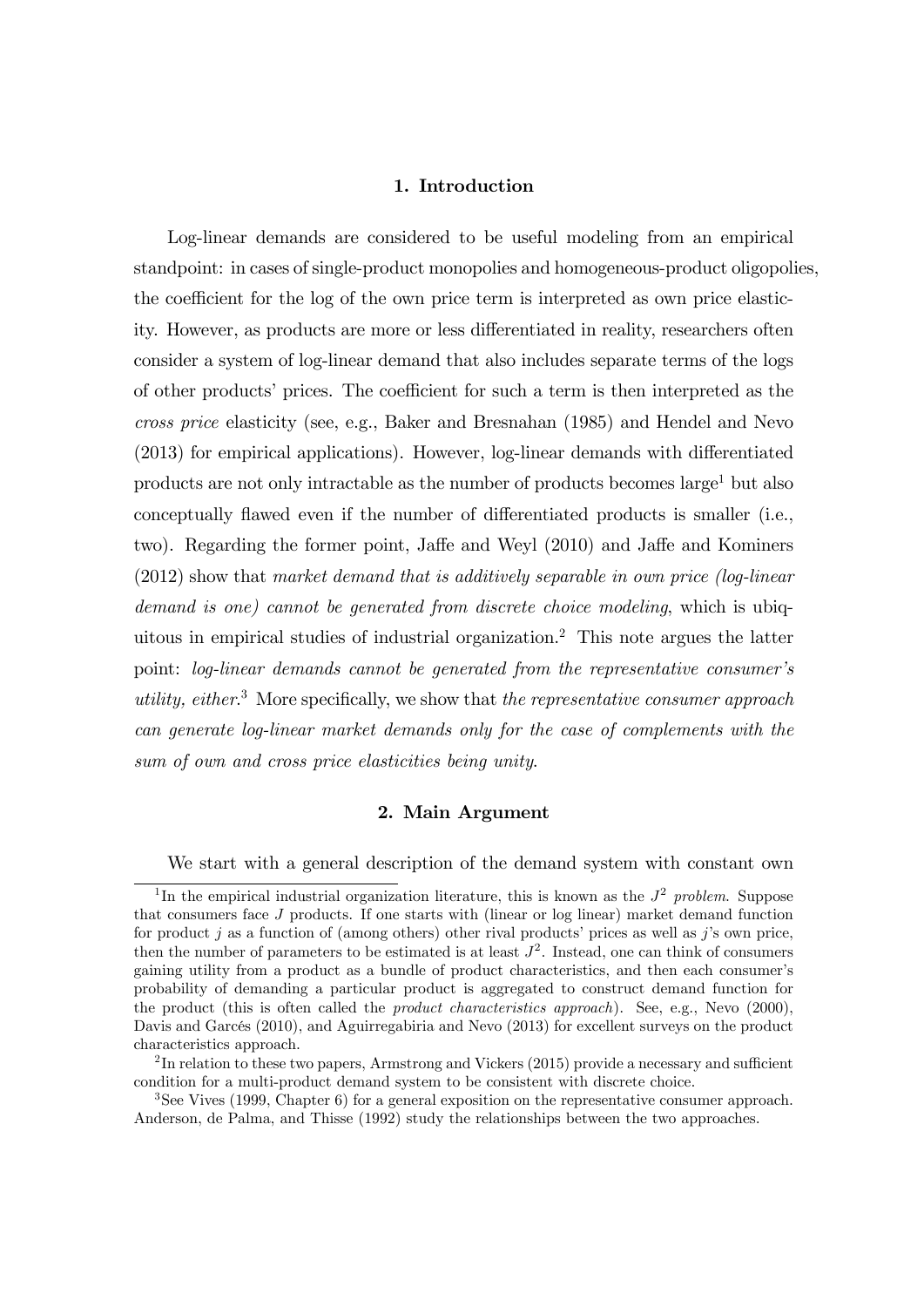## 1. Introduction

Log-linear demands are considered to be useful modeling from an empirical standpoint: in cases of single-product monopolies and homogeneous-product oligopolies, the coefficient for the log of the own price term is interpreted as own price elasticity. However, as products are more or less differentiated in reality, researchers often consider a system of log-linear demand that also includes separate terms of the logs of other products' prices. The coefficient for such a term is then interpreted as the *cross price* elasticity (see, e.g., Baker and Bresnahan (1985) and Hendel and Nevo (2013) for empirical applications). However, log-linear demands with differentiated products are not only intractable as the number of products becomes large[1] but also conceptually flawed even if the number of differentiated products is smaller (i.e., two). Regarding the former point, Jaffe and Weyl (2010) and Jaffe and Kominers (2012) show that *market demand that is additively separable in own price (log-linear demand is one) cannot be generated from discrete choice modeling*, which is ubiquitous in empirical studies of industrial organization.[2] This note argues the latter point: *log-linear demands cannot be generated from the representative consumer's utility, either*.[3] More specifically, we show that *the representative consumer approach can generate log-linear market demands only for the case of complements with the sum of own and cross price elasticities being unity*.

## 2. Main Argument

We start with a general description of the demand system with constant own

---

[1] In the empirical industrial organization literature, this is known as the $J^2$ *problem*. Suppose that consumers face $J$ products. If one starts with (linear or log linear) market demand function for product $j$ as a function of (among others) other rival products' prices as well as $j$'s own price, then the number of parameters to be estimated is at least $J^2$. Instead, one can think of consumers gaining utility from a product as a bundle of product characteristics, and then each consumer's probability of demanding a particular product is aggregated to construct demand function for the product (this is often called the *product characteristics approach*). See, e.g., Nevo (2000), Davis and Garcés (2010), and Aguirregabiria and Nevo (2013) for excellent surveys on the product characteristics approach.

[2] In relation to these two papers, Armstrong and Vickers (2015) provide a necessary and sufficient condition for a multi-product demand system to be consistent with discrete choice.

[3] See Vives (1999, Chapter 6) for a general exposition on the representative consumer approach. Anderson, de Palma, and Thisse (1992) study the relationships between the two approaches.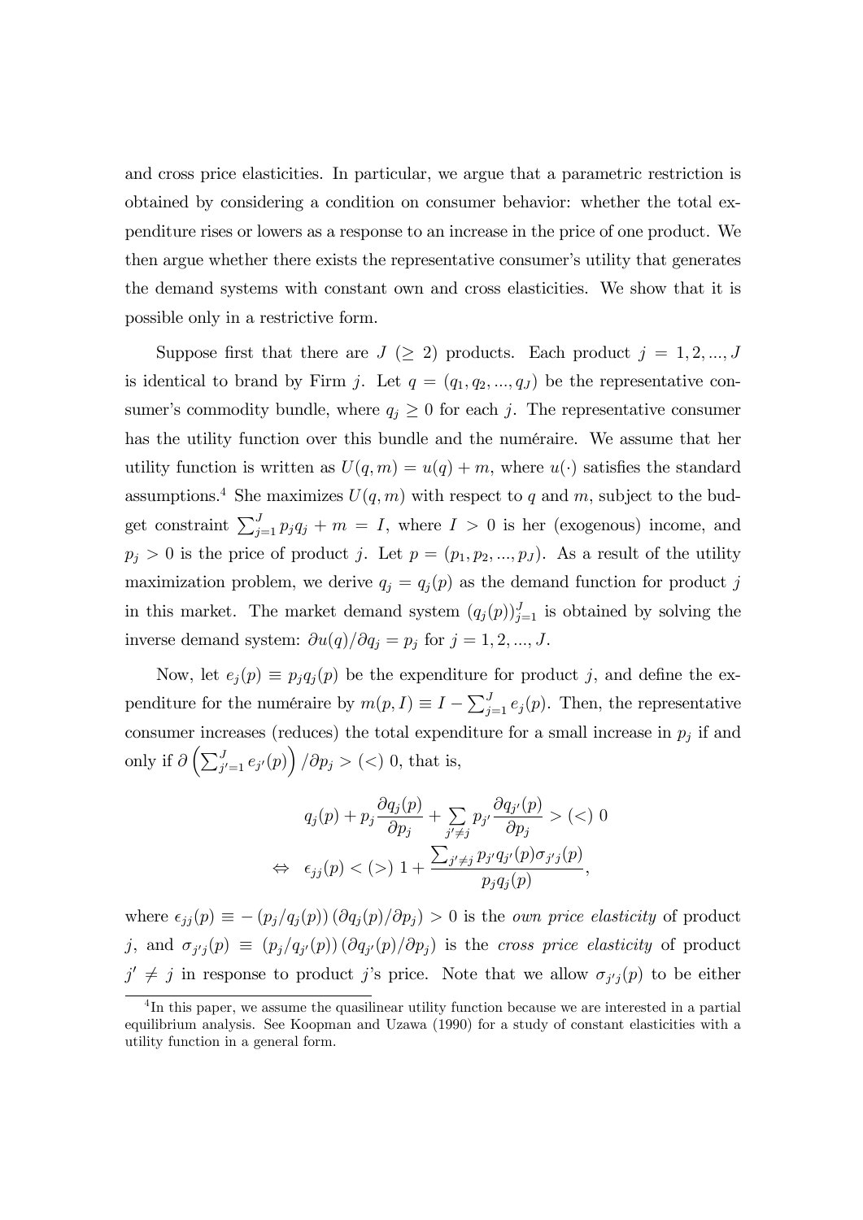and cross price elasticities. In particular, we argue that a parametric restriction is obtained by considering a condition on consumer behavior: whether the total expenditure rises or lowers as a response to an increase in the price of one product. We then argue whether there exists the representative consumer's utility that generates the demand systems with constant own and cross elasticities. We show that it is possible only in a restrictive form.

Suppose first that there are $J$ $(\geq 2)$ products. Each product $j = 1, 2, ..., J$ is identical to brand by Firm $j$. Let $q = (q_1, q_2, ..., q_J)$ be the representative consumer's commodity bundle, where $q_j \geq 0$ for each $j$. The representative consumer has the utility function over this bundle and the numéraire. We assume that her utility function is written as $U(q, m) = u(q) + m$, where $u(\cdot)$ satisfies the standard assumptions.[4] She maximizes $U(q, m)$ with respect to $q$ and $m$, subject to the budget constraint $\sum_{j=1}^{J} p_j q_j + m = I$, where $I > 0$ is her (exogenous) income, and $p_j > 0$ is the price of product $j$. Let $p = (p_1, p_2, ..., p_J)$. As a result of the utility maximization problem, we derive $q_j = q_j(p)$ as the demand function for product $j$ in this market. The market demand system $(q_j(p))_{j=1}^{J}$ is obtained by solving the inverse demand system: $\partial u(q)/\partial q_j = p_j$ for $j = 1, 2, ..., J$.

Now, let $e_j(p) \equiv p_j q_j(p)$ be the expenditure for product $j$, and define the expenditure for the numéraire by $m(p, I) \equiv I - \sum_{j=1}^{J} e_j(p)$. Then, the representative consumer increases (reduces) the total expenditure for a small increase in $p_j$ if and only if $\partial \left( \sum_{j'=1}^{J} e_{j'}(p) \right) / \partial p_j > (<)\ 0$, that is,

$$
\begin{aligned}
& q_j(p) + p_j \frac{\partial q_j(p)}{\partial p_j} + \sum_{j' \neq j} p_{j'} \frac{\partial q_{j'}(p)}{\partial p_j} > (<)\ 0 \\
\Leftrightarrow \quad & \epsilon_{jj}(p) < (>)\ 1 + \frac{\sum_{j' \neq j} p_{j'} q_{j'}(p) \sigma_{j'j}(p)}{p_j q_j(p)},
\end{aligned}
$$

where $\epsilon_{jj}(p) \equiv -\left(p_j / q_j(p)\right)\left(\partial q_j(p)/\partial p_j\right) > 0$ is the *own price elasticity* of product $j$, and $\sigma_{j'j}(p) \equiv \left(p_j / q_{j'}(p)\right)\left(\partial q_{j'}(p)/\partial p_j\right)$ is the *cross price elasticity* of product $j' \neq j$ in response to product $j$'s price. Note that we allow $\sigma_{j'j}(p)$ to be either

[4] In this paper, we assume the quasilinear utility function because we are interested in a partial equilibrium analysis. See Koopman and Uzawa (1990) for a study of constant elasticities with a utility function in a general form.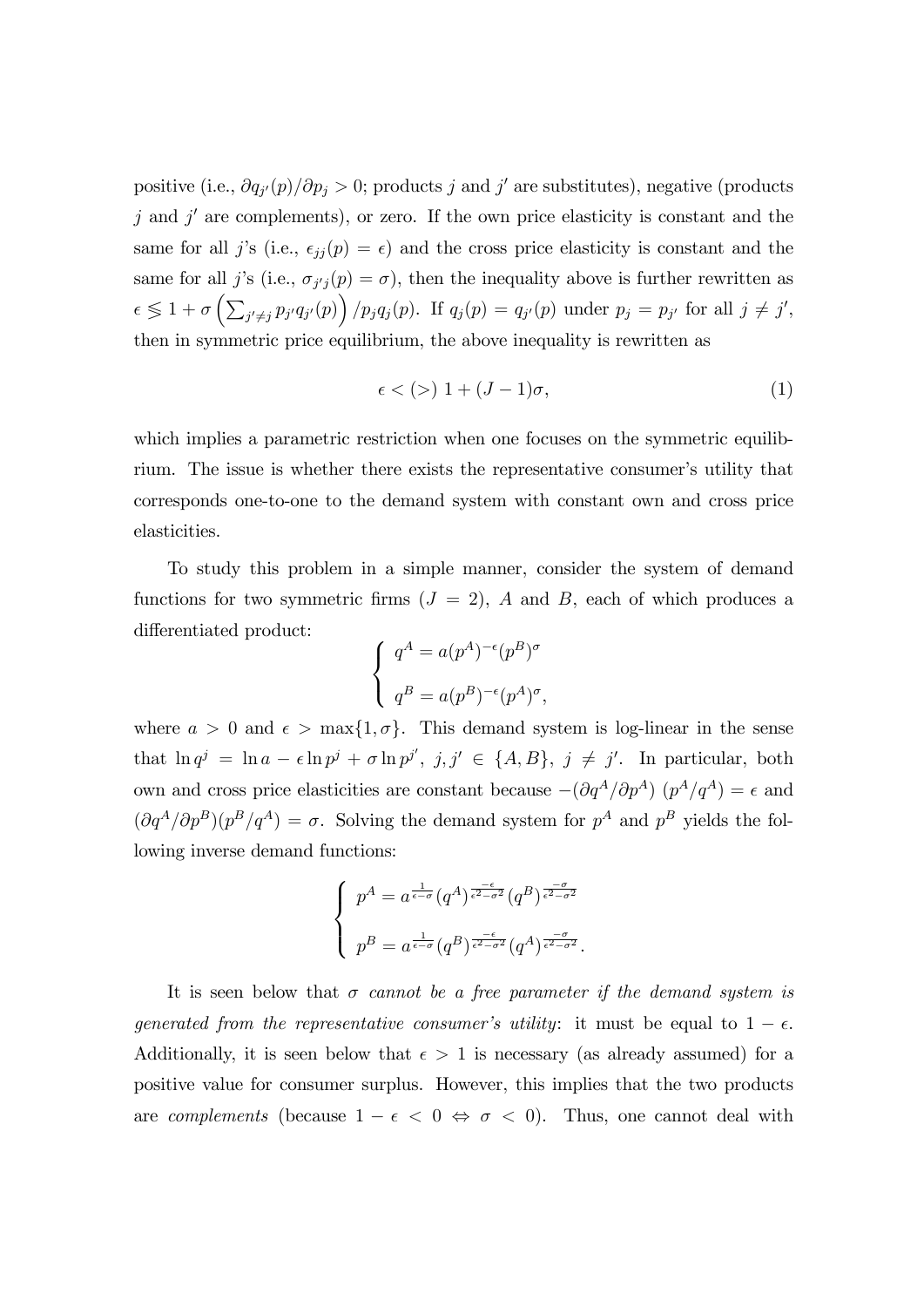positive (i.e., $\partial q_{j'}(p)/\partial p_j > 0$; products $j$ and $j'$ are substitutes), negative (products $j$ and $j'$ are complements), or zero. If the own price elasticity is constant and the same for all $j$'s (i.e., $\epsilon_{jj}(p) = \epsilon$) and the cross price elasticity is constant and the same for all $j$'s (i.e., $\sigma_{j'j}(p) = \sigma$), then the inequality above is further rewritten as $\epsilon \lesseqgtr 1 + \sigma \left( \sum_{j' \neq j} p_{j'} q_{j'}(p) \right) / p_j q_j(p)$. If $q_j(p) = q_{j'}(p)$ under $p_j = p_{j'}$ for all $j \neq j'$, then in symmetric price equilibrium, the above inequality is rewritten as

$$\epsilon < (>)\ 1 + (J-1)\sigma, \tag{1}$$

which implies a parametric restriction when one focuses on the symmetric equilibrium. The issue is whether there exists the representative consumer's utility that corresponds one-to-one to the demand system with constant own and cross price elasticities.

To study this problem in a simple manner, consider the system of demand functions for two symmetric firms ($J = 2$), $A$ and $B$, each of which produces a differentiated product:

$$\begin{cases} q^A = a(p^A)^{-\epsilon}(p^B)^{\sigma} \\ q^B = a(p^B)^{-\epsilon}(p^A)^{\sigma}, \end{cases}$$

where $a > 0$ and $\epsilon > \max\{1, \sigma\}$. This demand system is log-linear in the sense that $\ln q^j = \ln a - \epsilon \ln p^j + \sigma \ln p^{j'}$, $j, j' \in \{A, B\}$, $j \neq j'$. In particular, both own and cross price elasticities are constant because $-(\partial q^A/\partial p^A)\ (p^A/q^A) = \epsilon$ and $(\partial q^A/\partial p^B)(p^B/q^A) = \sigma$. Solving the demand system for $p^A$ and $p^B$ yields the following inverse demand functions:

$$\begin{cases} p^A = a^{\frac{1}{\epsilon - \sigma}} (q^A)^{\frac{-\epsilon}{\epsilon^2 - \sigma^2}} (q^B)^{\frac{-\sigma}{\epsilon^2 - \sigma^2}} \\ p^B = a^{\frac{1}{\epsilon - \sigma}} (q^B)^{\frac{-\epsilon}{\epsilon^2 - \sigma^2}} (q^A)^{\frac{-\sigma}{\epsilon^2 - \sigma^2}}. \end{cases}$$

It is seen below that *$\sigma$ cannot be a free parameter if the demand system is generated from the representative consumer's utility*: it must be equal to $1 - \epsilon$. Additionally, it is seen below that $\epsilon > 1$ is necessary (as already assumed) for a positive value for consumer surplus. However, this implies that the two products are *complements* (because $1 - \epsilon < 0 \Leftrightarrow \sigma < 0$). Thus, one cannot deal with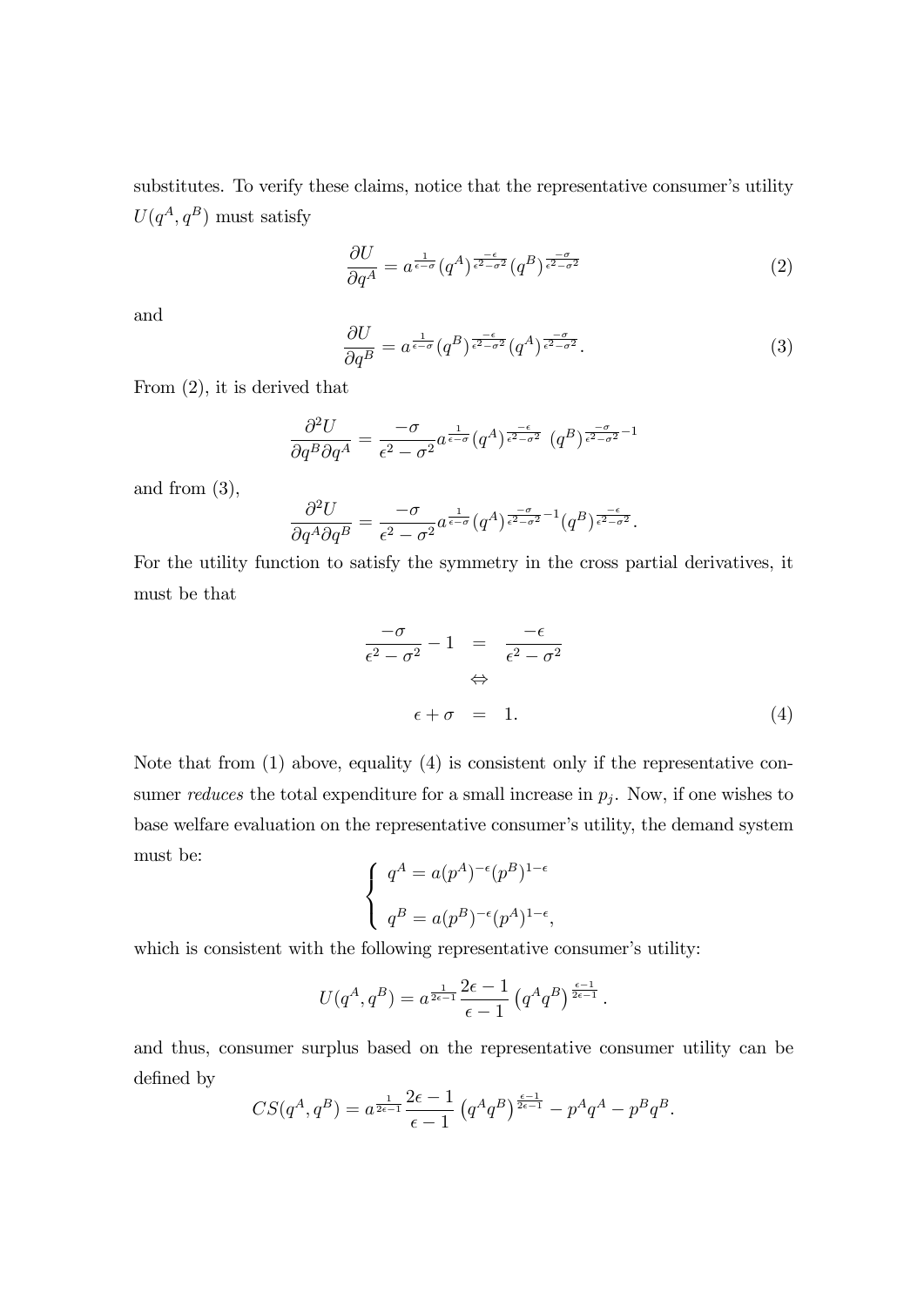substitutes. To verify these claims, notice that the representative consumer's utility $U(q^A, q^B)$ must satisfy

$$\frac{\partial U}{\partial q^A} = a^{\frac{1}{\epsilon - \sigma}} (q^A)^{\frac{-\epsilon}{\epsilon^2 - \sigma^2}} (q^B)^{\frac{-\sigma}{\epsilon^2 - \sigma^2}} \tag{2}$$

and

$$\frac{\partial U}{\partial q^B} = a^{\frac{1}{\epsilon - \sigma}} (q^B)^{\frac{-\epsilon}{\epsilon^2 - \sigma^2}} (q^A)^{\frac{-\sigma}{\epsilon^2 - \sigma^2}}. \tag{3}$$

From (2), it is derived that

$$\frac{\partial^2 U}{\partial q^B \partial q^A} = \frac{-\sigma}{\epsilon^2 - \sigma^2} a^{\frac{1}{\epsilon - \sigma}} (q^A)^{\frac{-\epsilon}{\epsilon^2 - \sigma^2}} \ (q^B)^{\frac{-\sigma}{\epsilon^2 - \sigma^2} - 1}$$

and from (3),

$$\frac{\partial^2 U}{\partial q^A \partial q^B} = \frac{-\sigma}{\epsilon^2 - \sigma^2} a^{\frac{1}{\epsilon - \sigma}} (q^A)^{\frac{-\sigma}{\epsilon^2 - \sigma^2} - 1} (q^B)^{\frac{-\epsilon}{\epsilon^2 - \sigma^2}}.$$

For the utility function to satisfy the symmetry in the cross partial derivatives, it must be that

$$\begin{aligned} \frac{-\sigma}{\epsilon^2 - \sigma^2} - 1 &= \frac{-\epsilon}{\epsilon^2 - \sigma^2} \\ &\Leftrightarrow \\ \epsilon + \sigma &= 1. \end{aligned} \tag{4}$$

Note that from (1) above, equality (4) is consistent only if the representative consumer *reduces* the total expenditure for a small increase in $p_j$. Now, if one wishes to base welfare evaluation on the representative consumer's utility, the demand system must be:

$$\begin{cases} q^A = a(p^A)^{-\epsilon} (p^B)^{1-\epsilon} \\ q^B = a(p^B)^{-\epsilon} (p^A)^{1-\epsilon}, \end{cases}$$

which is consistent with the following representative consumer's utility:

$$U(q^A, q^B) = a^{\frac{1}{2\epsilon - 1}} \frac{2\epsilon - 1}{\epsilon - 1} \left(q^A q^B\right)^{\frac{\epsilon - 1}{2\epsilon - 1}}.$$

and thus, consumer surplus based on the representative consumer utility can be defined by

$$CS(q^A, q^B) = a^{\frac{1}{2\epsilon - 1}} \frac{2\epsilon - 1}{\epsilon - 1} \left(q^A q^B\right)^{\frac{\epsilon - 1}{2\epsilon - 1}} - p^A q^A - p^B q^B.$$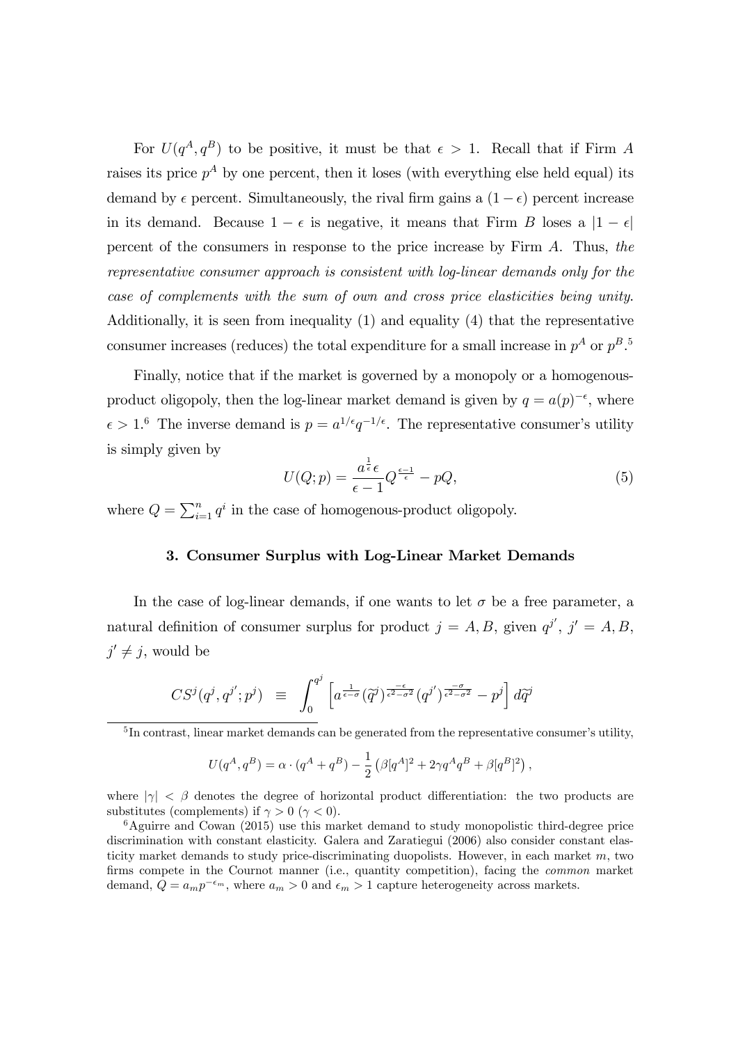For $U(q^A, q^B)$ to be positive, it must be that $\epsilon > 1$. Recall that if Firm $A$ raises its price $p^A$ by one percent, then it loses (with everything else held equal) its demand by $\epsilon$ percent. Simultaneously, the rival firm gains a $(1-\epsilon)$ percent increase in its demand. Because $1-\epsilon$ is negative, it means that Firm $B$ loses a $|1-\epsilon|$ percent of the consumers in response to the price increase by Firm $A$. Thus, *the representative consumer approach is consistent with log-linear demands only for the case of complements with the sum of own and cross price elasticities being unity.* Additionally, it is seen from inequality (1) and equality (4) that the representative consumer increases (reduces) the total expenditure for a small increase in $p^A$ or $p^B$.[5]

Finally, notice that if the market is governed by a monopoly or a homogenous-product oligopoly, then the log-linear market demand is given by $q = a(p)^{-\epsilon}$, where $\epsilon > 1$.[6] The inverse demand is $p = a^{1/\epsilon} q^{-1/\epsilon}$. The representative consumer's utility is simply given by

$$U(Q;p) = \frac{a^{\frac{1}{\epsilon}}\epsilon}{\epsilon - 1} Q^{\frac{\epsilon-1}{\epsilon}} - pQ, \tag{5}$$

where $Q = \sum_{i=1}^{n} q^i$ in the case of homogenous-product oligopoly.

### 3. Consumer Surplus with Log-Linear Market Demands

In the case of log-linear demands, if one wants to let $\sigma$ be a free parameter, a natural definition of consumer surplus for product $j = A, B$, given $q^{j'}$, $j' = A, B$, $j' \neq j$, would be

$$CS^j(q^j, q^{j'}; p^j) \equiv \int_0^{q^j} \left[ a^{\frac{1}{\epsilon-\sigma}} (\tilde{q}^j)^{\frac{-\epsilon}{\epsilon^2-\sigma^2}} (q^{j'})^{\frac{-\sigma}{\epsilon^2-\sigma^2}} - p^j \right] d\tilde{q}^j$$

---

[5] In contrast, linear market demands can be generated from the representative consumer's utility,

$$U(q^A, q^B) = \alpha \cdot (q^A + q^B) - \frac{1}{2}\left(\beta [q^A]^2 + 2\gamma q^A q^B + \beta [q^B]^2\right),$$

where $|\gamma| < \beta$ denotes the degree of horizontal product differentiation: the two products are substitutes (complements) if $\gamma > 0$ ($\gamma < 0$).

[6] Aguirre and Cowan (2015) use this market demand to study monopolistic third-degree price discrimination with constant elasticity. Galera and Zaratiegui (2006) also consider constant elasticity market demands to study price-discriminating duopolists. However, in each market $m$, two firms compete in the Cournot manner (i.e., quantity competition), facing the *common* market demand, $Q = a_m p^{-\epsilon_m}$, where $a_m > 0$ and $\epsilon_m > 1$ capture heterogeneity across markets.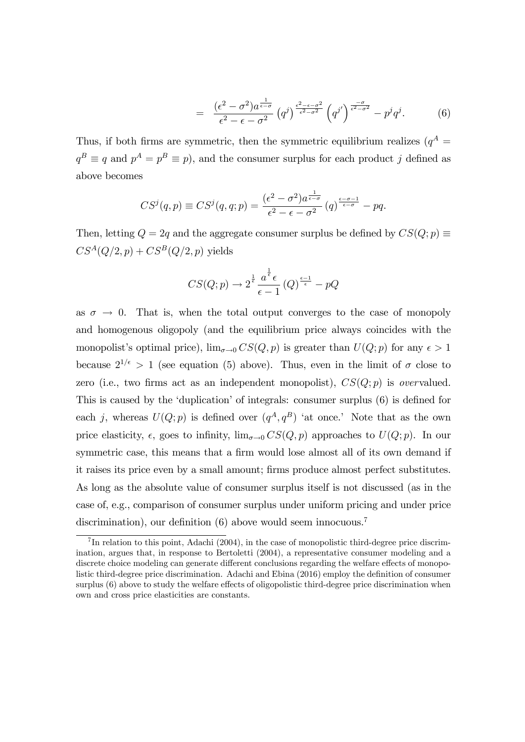$$= \frac{(\epsilon^2 - \sigma^2) a^{\frac{1}{\epsilon - \sigma}}}{\epsilon^2 - \epsilon - \sigma^2} \left(q^j\right)^{\frac{\epsilon^2 - \epsilon - \sigma^2}{\epsilon^2 - \sigma^2}} \left(q^{j'}\right)^{\frac{-\sigma}{\epsilon^2 - \sigma^2}} - p^j q^j. \quad (6)$$

Thus, if both firms are symmetric, then the symmetric equilibrium realizes ($q^A = q^B \equiv q$ and $p^A = p^B \equiv p$), and the consumer surplus for each product $j$ defined as above becomes

$$CS^j(q, p) \equiv CS^j(q, q; p) = \frac{(\epsilon^2 - \sigma^2) a^{\frac{1}{\epsilon - \sigma}}}{\epsilon^2 - \epsilon - \sigma^2} (q)^{\frac{\epsilon - \sigma - 1}{\epsilon - \sigma}} - pq.$$

Then, letting $Q = 2q$ and the aggregate consumer surplus be defined by $CS(Q; p) \equiv CS^A(Q/2, p) + CS^B(Q/2, p)$ yields

$$CS(Q; p) \to 2^{\frac{1}{\epsilon}} \frac{a^{\frac{1}{\epsilon}} \epsilon}{\epsilon - 1} (Q)^{\frac{\epsilon - 1}{\epsilon}} - pQ$$

as $\sigma \to 0$. That is, when the total output converges to the case of monopoly and homogenous oligopoly (and the equilibrium price always coincides with the monopolist's optimal price), $\lim_{\sigma \to 0} CS(Q, p)$ is greater than $U(Q; p)$ for any $\epsilon > 1$ because $2^{1/\epsilon} > 1$ (see equation (5) above). Thus, even in the limit of $\sigma$ close to zero (i.e., two firms act as an independent monopolist), $CS(Q; p)$ is *over*valued. This is caused by the 'duplication' of integrals: consumer surplus (6) is defined for each $j$, whereas $U(Q; p)$ is defined over $(q^A, q^B)$ 'at once.' Note that as the own price elasticity, $\epsilon$, goes to infinity, $\lim_{\sigma \to 0} CS(Q, p)$ approaches to $U(Q; p)$. In our symmetric case, this means that a firm would lose almost all of its own demand if it raises its price even by a small amount; firms produce almost perfect substitutes. As long as the absolute value of consumer surplus itself is not discussed (as in the case of, e.g., comparison of consumer surplus under uniform pricing and under price discrimination), our definition (6) above would seem innocuous.[7]

[7] In relation to this point, Adachi (2004), in the case of monopolistic third-degree price discrimination, argues that, in response to Bertoletti (2004), a representative consumer modeling and a discrete choice modeling can generate different conclusions regarding the welfare effects of monopolistic third-degree price discrimination. Adachi and Ebina (2016) employ the definition of consumer surplus (6) above to study the welfare effects of oligopolistic third-degree price discrimination when own and cross price elasticities are constants.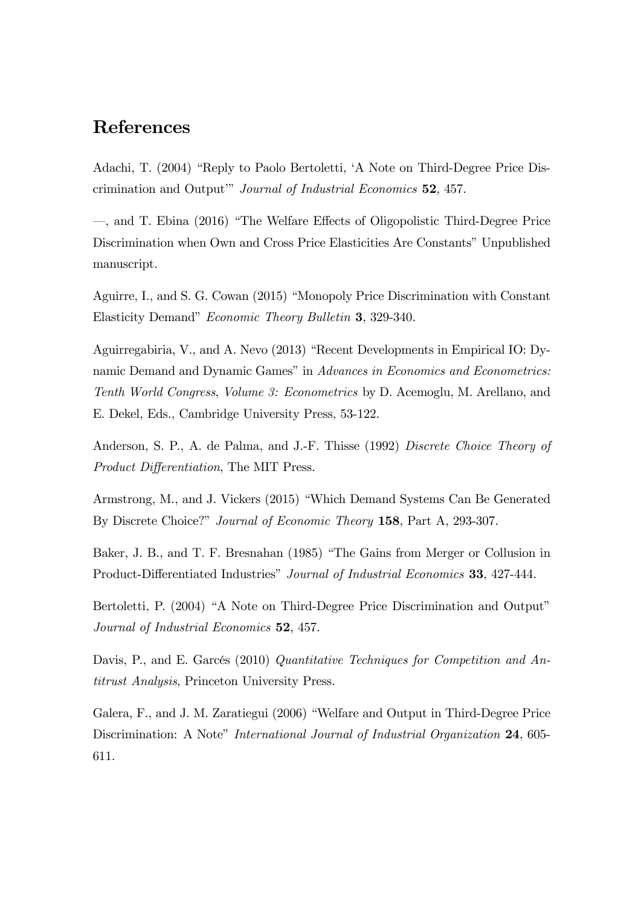## References

Adachi, T. (2004) "Reply to Paolo Bertoletti, 'A Note on Third-Degree Price Discrimination and Output'" *Journal of Industrial Economics* **52**, 457.

—, and T. Ebina (2016) "The Welfare Effects of Oligopolistic Third-Degree Price Discrimination when Own and Cross Price Elasticities Are Constants" Unpublished manuscript.

Aguirre, I., and S. G. Cowan (2015) "Monopoly Price Discrimination with Constant Elasticity Demand" *Economic Theory Bulletin* **3**, 329-340.

Aguirregabiria, V., and A. Nevo (2013) "Recent Developments in Empirical IO: Dynamic Demand and Dynamic Games" in *Advances in Economics and Econometrics: Tenth World Congress, Volume 3: Econometrics* by D. Acemoglu, M. Arellano, and E. Dekel, Eds., Cambridge University Press, 53-122.

Anderson, S. P., A. de Palma, and J.-F. Thisse (1992) *Discrete Choice Theory of Product Differentiation*, The MIT Press.

Armstrong, M., and J. Vickers (2015) "Which Demand Systems Can Be Generated By Discrete Choice?" *Journal of Economic Theory* **158**, Part A, 293-307.

Baker, J. B., and T. F. Bresnahan (1985) "The Gains from Merger or Collusion in Product-Differentiated Industries" *Journal of Industrial Economics* **33**, 427-444.

Bertoletti, P. (2004) "A Note on Third-Degree Price Discrimination and Output" *Journal of Industrial Economics* **52**, 457.

Davis, P., and E. Garcés (2010) *Quantitative Techniques for Competition and Antitrust Analysis*, Princeton University Press.

Galera, F., and J. M. Zaratiegui (2006) "Welfare and Output in Third-Degree Price Discrimination: A Note" *International Journal of Industrial Organization* **24**, 605-611.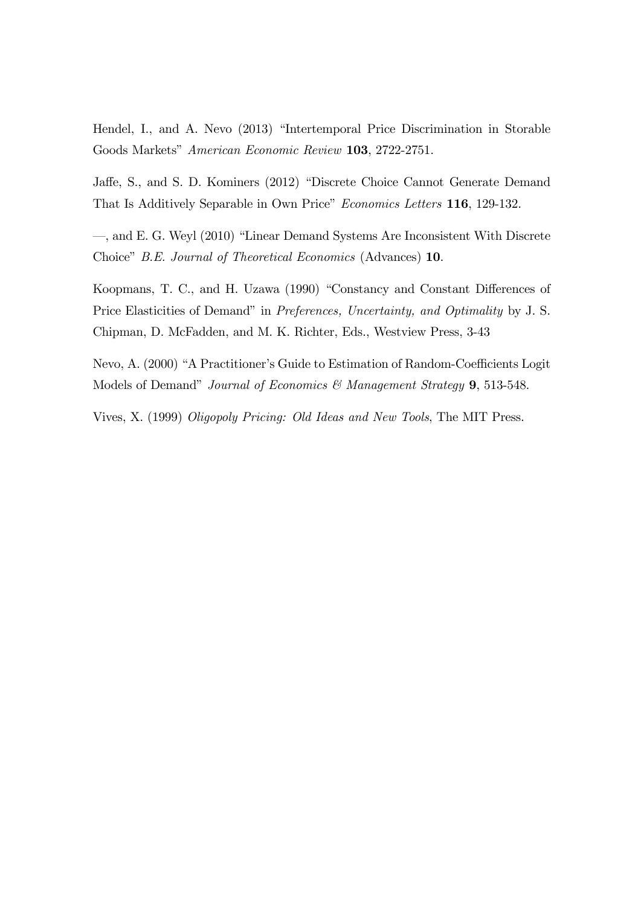Hendel, I., and A. Nevo (2013) "Intertemporal Price Discrimination in Storable Goods Markets" *American Economic Review* **103**, 2722-2751.

Jaffe, S., and S. D. Kominers (2012) "Discrete Choice Cannot Generate Demand That Is Additively Separable in Own Price" *Economics Letters* **116**, 129-132.

—, and E. G. Weyl (2010) "Linear Demand Systems Are Inconsistent With Discrete Choice" *B.E. Journal of Theoretical Economics* (Advances) **10**.

Koopmans, T. C., and H. Uzawa (1990) "Constancy and Constant Differences of Price Elasticities of Demand" in *Preferences, Uncertainty, and Optimality* by J. S. Chipman, D. McFadden, and M. K. Richter, Eds., Westview Press, 3-43

Nevo, A. (2000) "A Practitioner's Guide to Estimation of Random-Coefficients Logit Models of Demand" *Journal of Economics & Management Strategy* **9**, 513-548.

Vives, X. (1999) *Oligopoly Pricing: Old Ideas and New Tools*, The MIT Press.